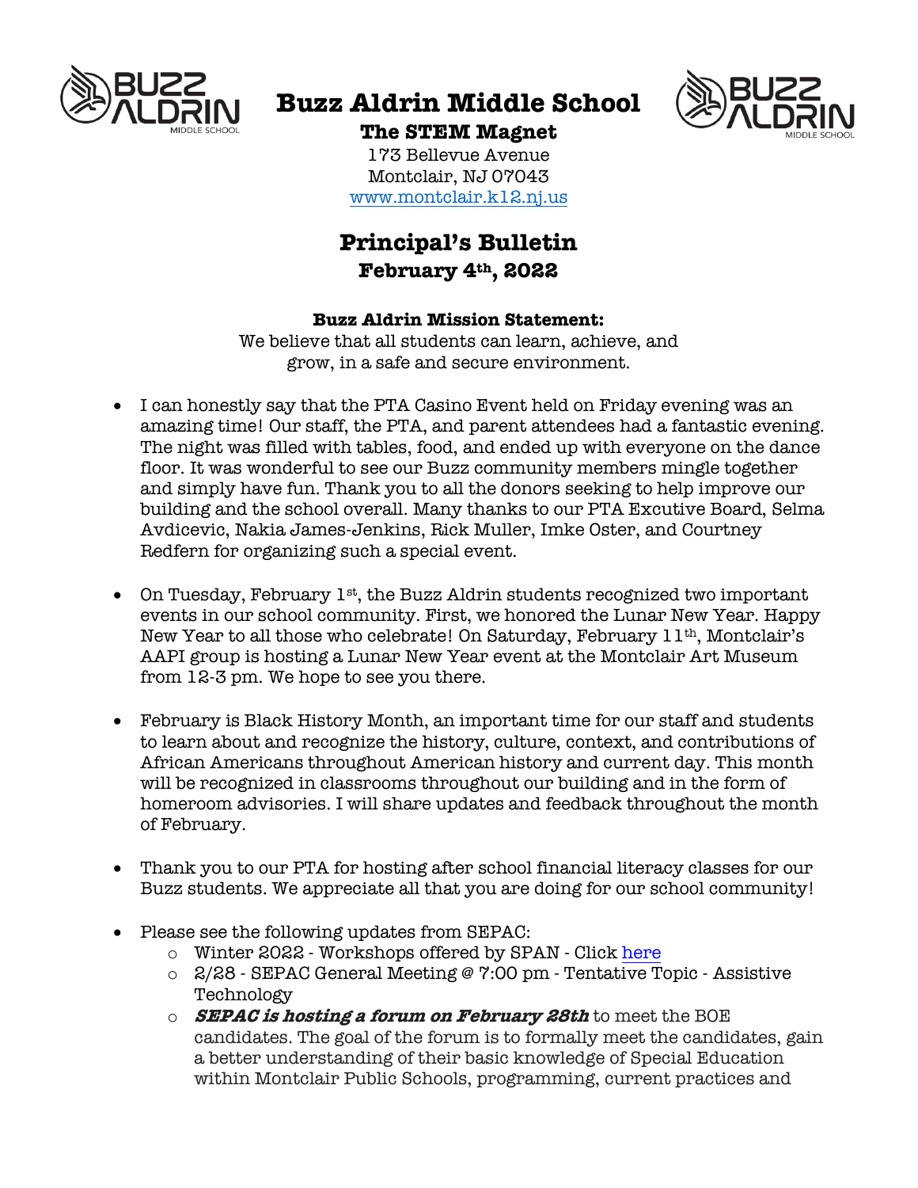# Buzz Aldrin Middle School

**The STEM Magnet**

173 Bellevue Avenue
Montclair, NJ 07043
[www.montclair.k12.nj.us](http://www.montclair.k12.nj.us)

## Principal's Bulletin

**February 4th, 2022**

**Buzz Aldrin Mission Statement:**

We believe that all students can learn, achieve, and grow, in a safe and secure environment.

- I can honestly say that the PTA Casino Event held on Friday evening was an amazing time! Our staff, the PTA, and parent attendees had a fantastic evening. The night was filled with tables, food, and ended up with everyone on the dance floor. It was wonderful to see our Buzz community members mingle together and simply have fun. Thank you to all the donors seeking to help improve our building and the school overall. Many thanks to our PTA Excutive Board, Selma Avdicevic, Nakia James-Jenkins, Rick Muller, Imke Oster, and Courtney Redfern for organizing such a special event.

- On Tuesday, February 1st, the Buzz Aldrin students recognized two important events in our school community. First, we honored the Lunar New Year. Happy New Year to all those who celebrate! On Saturday, February 11th, Montclair's AAPI group is hosting a Lunar New Year event at the Montclair Art Museum from 12-3 pm. We hope to see you there.

- February is Black History Month, an important time for our staff and students to learn about and recognize the history, culture, context, and contributions of African Americans throughout American history and current day. This month will be recognized in classrooms throughout our building and in the form of homeroom advisories. I will share updates and feedback throughout the month of February.

- Thank you to our PTA for hosting after school financial literacy classes for our Buzz students. We appreciate all that you are doing for our school community!

- Please see the following updates from SEPAC:
  - Winter 2022 - Workshops offered by SPAN - Click here
  - 2/28 - SEPAC General Meeting @ 7:00 pm - Tentative Topic - Assistive Technology
  - ***SEPAC is hosting a forum on February 28th*** to meet the BOE candidates. The goal of the forum is to formally meet the candidates, gain a better understanding of their basic knowledge of Special Education within Montclair Public Schools, programming, current practices and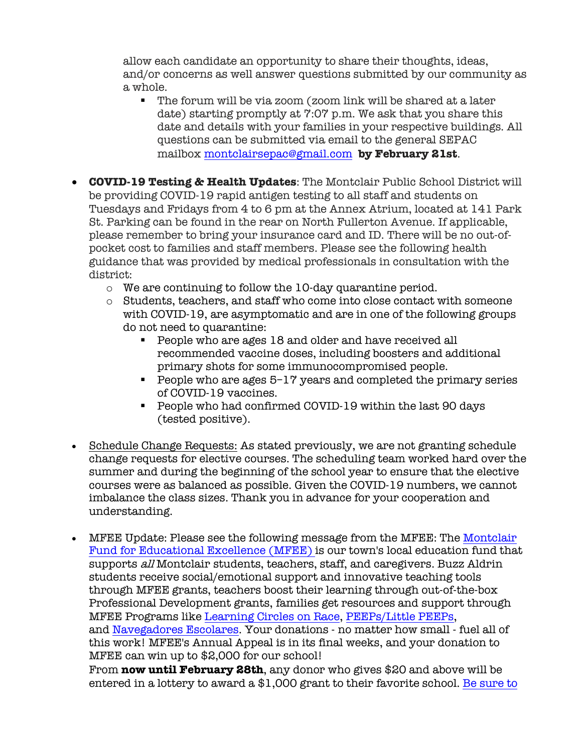allow each candidate an opportunity to share their thoughts, ideas, and/or concerns as well answer questions submitted by our community as a whole.

   - The forum will be via zoom (zoom link will be shared at a later date) starting promptly at 7:07 p.m. We ask that you share this date and details with your families in your respective buildings. All questions can be submitted via email to the general SEPAC mailbox montclairsepac@gmail.com **by February 21st**.

- **COVID-19 Testing & Health Updates**: The Montclair Public School District will be providing COVID-19 rapid antigen testing to all staff and students on Tuesdays and Fridays from 4 to 6 pm at the Annex Atrium, located at 141 Park St. Parking can be found in the rear on North Fullerton Avenue. If applicable, please remember to bring your insurance card and ID. There will be no out-of-pocket cost to families and staff members. Please see the following health guidance that was provided by medical professionals in consultation with the district:
   - We are continuing to follow the 10-day quarantine period.
   - Students, teachers, and staff who come into close contact with someone with COVID-19, are asymptomatic and are in one of the following groups do not need to quarantine:
      - People who are ages 18 and older and have received all recommended vaccine doses, including boosters and additional primary shots for some immunocompromised people.
      - People who are ages 5–17 years and completed the primary series of COVID-19 vaccines.
      - People who had confirmed COVID-19 within the last 90 days (tested positive).

- Schedule Change Requests: As stated previously, we are not granting schedule change requests for elective courses. The scheduling team worked hard over the summer and during the beginning of the school year to ensure that the elective courses were as balanced as possible. Given the COVID-19 numbers, we cannot imbalance the class sizes. Thank you in advance for your cooperation and understanding.

- MFEE Update: Please see the following message from the MFEE: The Montclair Fund for Educational Excellence (MFEE) is our town's local education fund that supports *all* Montclair students, teachers, staff, and caregivers. Buzz Aldrin students receive social/emotional support and innovative teaching tools through MFEE grants, teachers boost their learning through out-of-the-box Professional Development grants, families get resources and support through MFEE Programs like Learning Circles on Race, PEEPs/Little PEEPs, and Navegadores Escolares. Your donations - no matter how small - fuel all of this work! MFEE's Annual Appeal is in its final weeks, and your donation to MFEE can win up to $2,000 for our school!
From **now until February 28th**, any donor who gives $20 and above will be entered in a lottery to award a $1,000 grant to their favorite school. Be sure to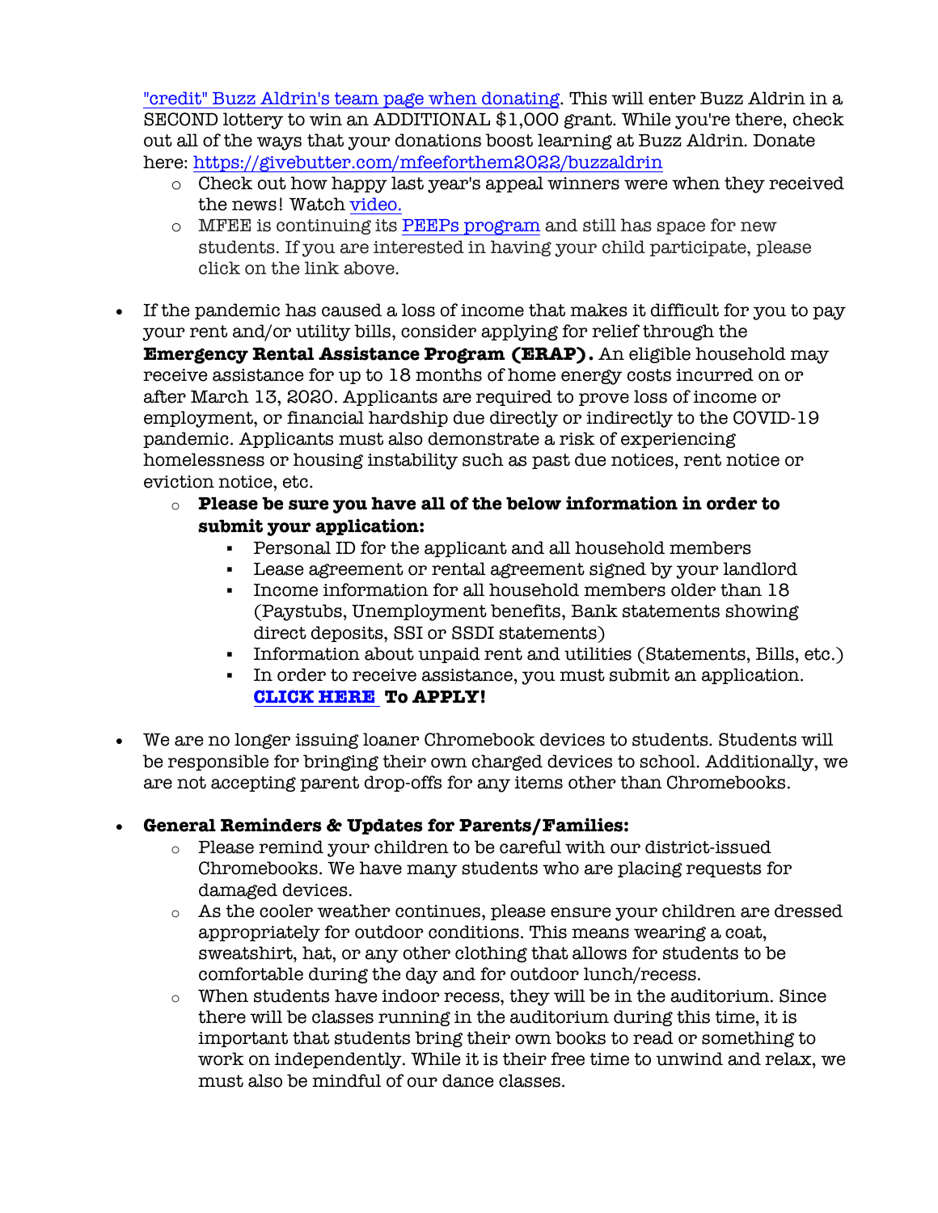"credit" Buzz Aldrin's team page when donating. This will enter Buzz Aldrin in a SECOND lottery to win an ADDITIONAL $1,000 grant. While you're there, check out all of the ways that your donations boost learning at Buzz Aldrin. Donate here: https://givebutter.com/mfeeforthem2022/buzzaldrin

  - Check out how happy last year's appeal winners were when they received the news! Watch video.
  - MFEE is continuing its PEEPs program and still has space for new students. If you are interested in having your child participate, please click on the link above.

- If the pandemic has caused a loss of income that makes it difficult for you to pay your rent and/or utility bills, consider applying for relief through the **Emergency Rental Assistance Program (ERAP).** An eligible household may receive assistance for up to 18 months of home energy costs incurred on or after March 13, 2020. Applicants are required to prove loss of income or employment, or financial hardship due directly or indirectly to the COVID-19 pandemic. Applicants must also demonstrate a risk of experiencing homelessness or housing instability such as past due notices, rent notice or eviction notice, etc.
  - **Please be sure you have all of the below information in order to submit your application:**
    - Personal ID for the applicant and all household members
    - Lease agreement or rental agreement signed by your landlord
    - Income information for all household members older than 18 (Paystubs, Unemployment benefits, Bank statements showing direct deposits, SSI or SSDI statements)
    - Information about unpaid rent and utilities (Statements, Bills, etc.)
    - In order to receive assistance, you must submit an application. **CLICK HERE To APPLY!**

- We are no longer issuing loaner Chromebook devices to students. Students will be responsible for bringing their own charged devices to school. Additionally, we are not accepting parent drop-offs for any items other than Chromebooks.

- **General Reminders & Updates for Parents/Families:**
  - Please remind your children to be careful with our district-issued Chromebooks. We have many students who are placing requests for damaged devices.
  - As the cooler weather continues, please ensure your children are dressed appropriately for outdoor conditions. This means wearing a coat, sweatshirt, hat, or any other clothing that allows for students to be comfortable during the day and for outdoor lunch/recess.
  - When students have indoor recess, they will be in the auditorium. Since there will be classes running in the auditorium during this time, it is important that students bring their own books to read or something to work on independently. While it is their free time to unwind and relax, we must also be mindful of our dance classes.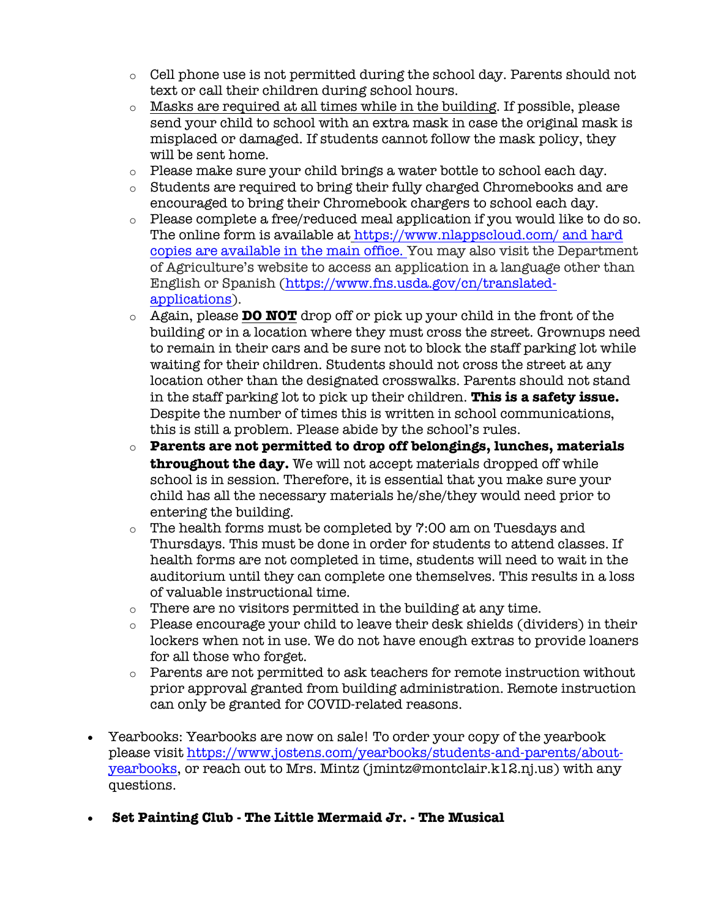- Cell phone use is not permitted during the school day. Parents should not text or call their children during school hours.
- Masks are required at all times while in the building. If possible, please send your child to school with an extra mask in case the original mask is misplaced or damaged. If students cannot follow the mask policy, they will be sent home.
- Please make sure your child brings a water bottle to school each day.
- Students are required to bring their fully charged Chromebooks and are encouraged to bring their Chromebook chargers to school each day.
- Please complete a free/reduced meal application if you would like to do so. The online form is available at https://www.nlappscloud.com/ and hard copies are available in the main office. You may also visit the Department of Agriculture's website to access an application in a language other than English or Spanish (https://www.fns.usda.gov/cn/translated-applications).
- Again, please **DO NOT** drop off or pick up your child in the front of the building or in a location where they must cross the street. Grownups need to remain in their cars and be sure not to block the staff parking lot while waiting for their children. Students should not cross the street at any location other than the designated crosswalks. Parents should not stand in the staff parking lot to pick up their children. **This is a safety issue.** Despite the number of times this is written in school communications, this is still a problem. Please abide by the school's rules.
- **Parents are not permitted to drop off belongings, lunches, materials throughout the day.** We will not accept materials dropped off while school is in session. Therefore, it is essential that you make sure your child has all the necessary materials he/she/they would need prior to entering the building.
- The health forms must be completed by 7:00 am on Tuesdays and Thursdays. This must be done in order for students to attend classes. If health forms are not completed in time, students will need to wait in the auditorium until they can complete one themselves. This results in a loss of valuable instructional time.
- There are no visitors permitted in the building at any time.
- Please encourage your child to leave their desk shields (dividers) in their lockers when not in use. We do not have enough extras to provide loaners for all those who forget.
- Parents are not permitted to ask teachers for remote instruction without prior approval granted from building administration. Remote instruction can only be granted for COVID-related reasons.

- Yearbooks: Yearbooks are now on sale! To order your copy of the yearbook please visit https://www.jostens.com/yearbooks/students-and-parents/about-yearbooks, or reach out to Mrs. Mintz (jmintz@montclair.k12.nj.us) with any questions.

- **Set Painting Club - The Little Mermaid Jr. - The Musical**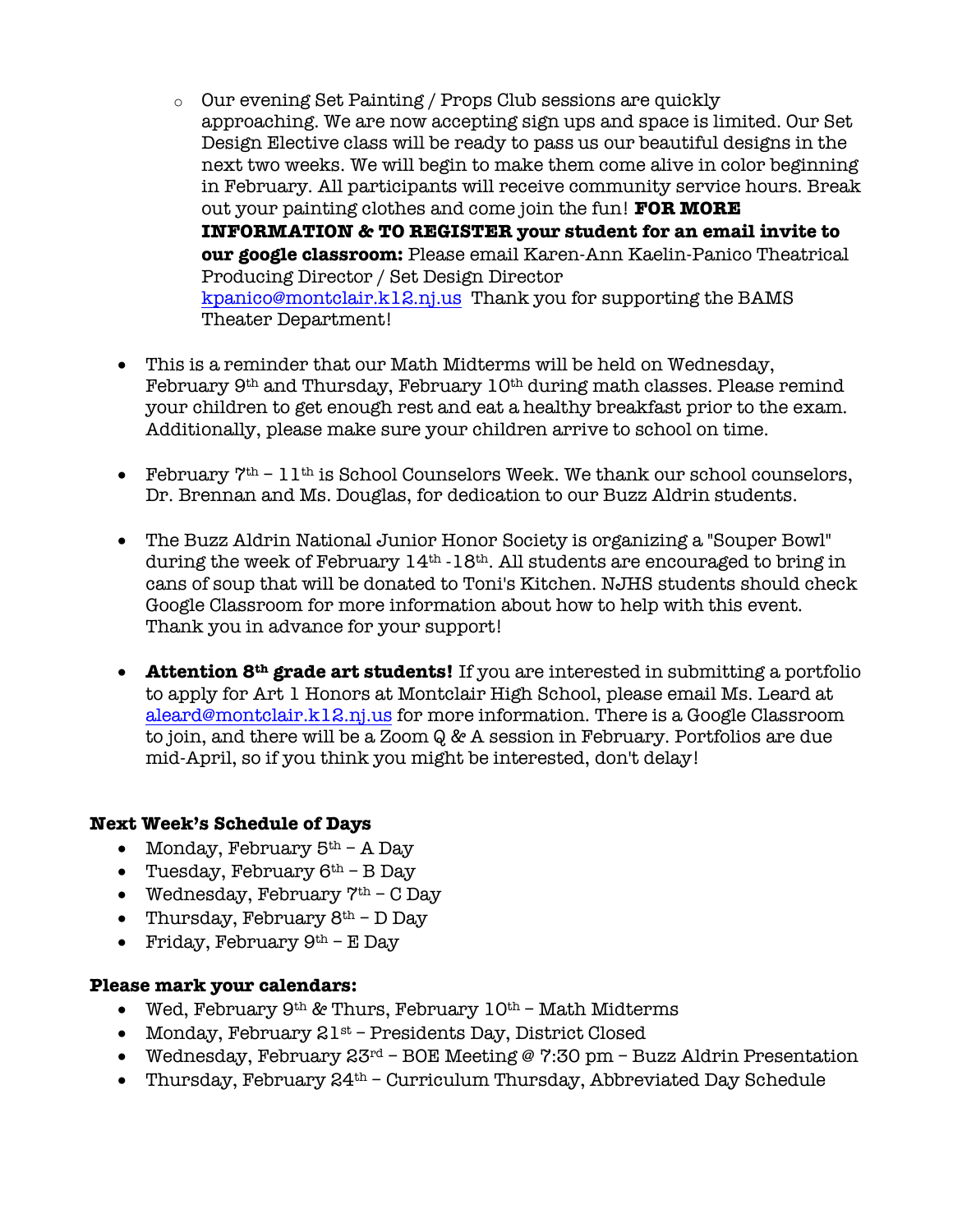- Our evening Set Painting / Props Club sessions are quickly approaching. We are now accepting sign ups and space is limited. Our Set Design Elective class will be ready to pass us our beautiful designs in the next two weeks. We will begin to make them come alive in color beginning in February. All participants will receive community service hours. Break out your painting clothes and come join the fun! **FOR MORE INFORMATION & TO REGISTER your student for an email invite to our google classroom:** Please email Karen-Ann Kaelin-Panico Theatrical Producing Director / Set Design Director kpanico@montclair.k12.nj.us Thank you for supporting the BAMS Theater Department!

- This is a reminder that our Math Midterms will be held on Wednesday, February 9th and Thursday, February 10th during math classes. Please remind your children to get enough rest and eat a healthy breakfast prior to the exam. Additionally, please make sure your children arrive to school on time.

- February 7th – 11th is School Counselors Week. We thank our school counselors, Dr. Brennan and Ms. Douglas, for dedication to our Buzz Aldrin students.

- The Buzz Aldrin National Junior Honor Society is organizing a "Souper Bowl" during the week of February 14th -18th. All students are encouraged to bring in cans of soup that will be donated to Toni's Kitchen. NJHS students should check Google Classroom for more information about how to help with this event. Thank you in advance for your support!

- **Attention 8th grade art students!** If you are interested in submitting a portfolio to apply for Art 1 Honors at Montclair High School, please email Ms. Leard at aleard@montclair.k12.nj.us for more information. There is a Google Classroom to join, and there will be a Zoom Q & A session in February. Portfolios are due mid-April, so if you think you might be interested, don't delay!

**Next Week's Schedule of Days**

- Monday, February 5th – A Day
- Tuesday, February 6th – B Day
- Wednesday, February 7th – C Day
- Thursday, February 8th – D Day
- Friday, February 9th – E Day

**Please mark your calendars:**

- Wed, February 9th & Thurs, February 10th – Math Midterms
- Monday, February 21st – Presidents Day, District Closed
- Wednesday, February 23rd – BOE Meeting @ 7:30 pm – Buzz Aldrin Presentation
- Thursday, February 24th – Curriculum Thursday, Abbreviated Day Schedule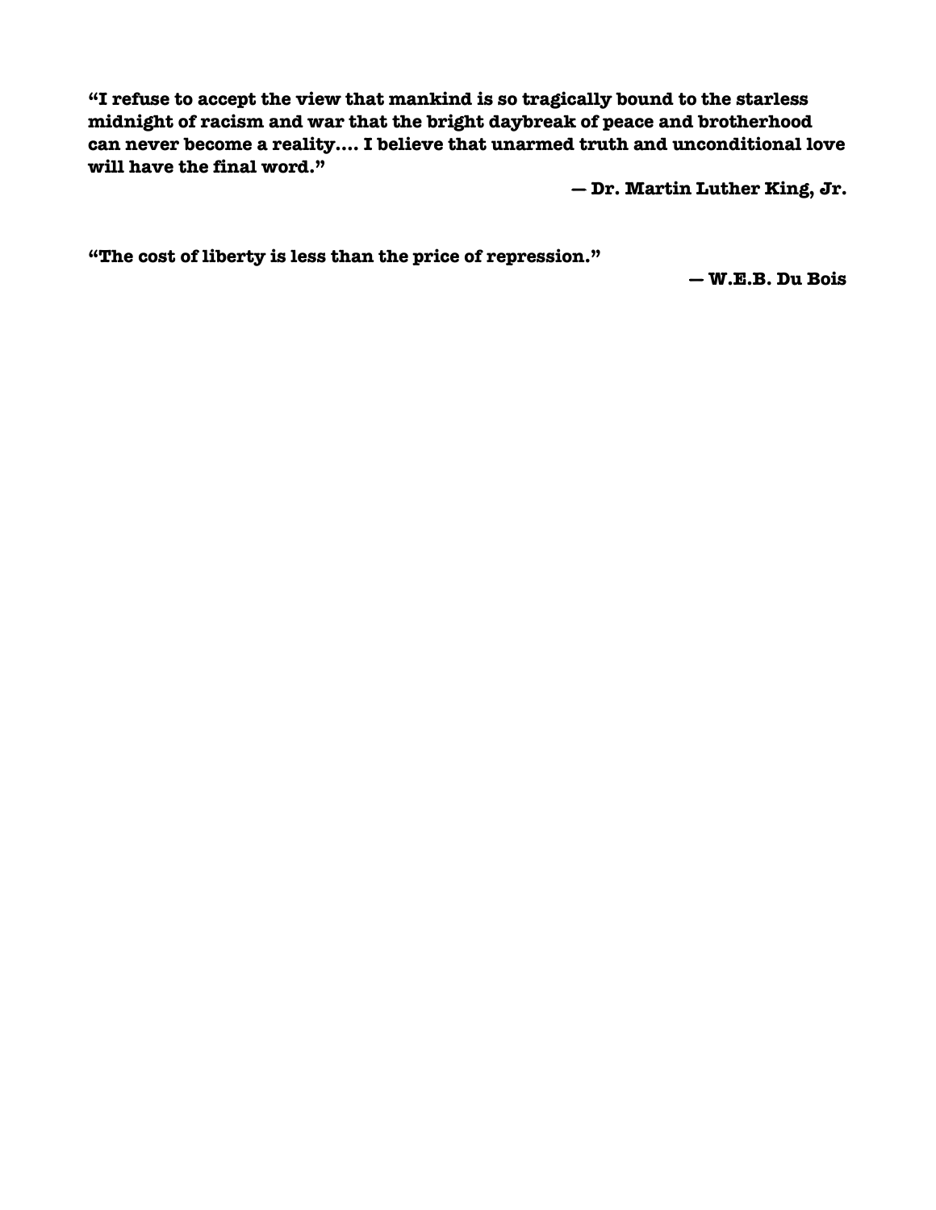**"I refuse to accept the view that mankind is so tragically bound to the starless midnight of racism and war that the bright daybreak of peace and brotherhood can never become a reality.... I believe that unarmed truth and unconditional love will have the final word."**

**— Dr. Martin Luther King, Jr.**

**"The cost of liberty is less than the price of repression."**

**— W.E.B. Du Bois**